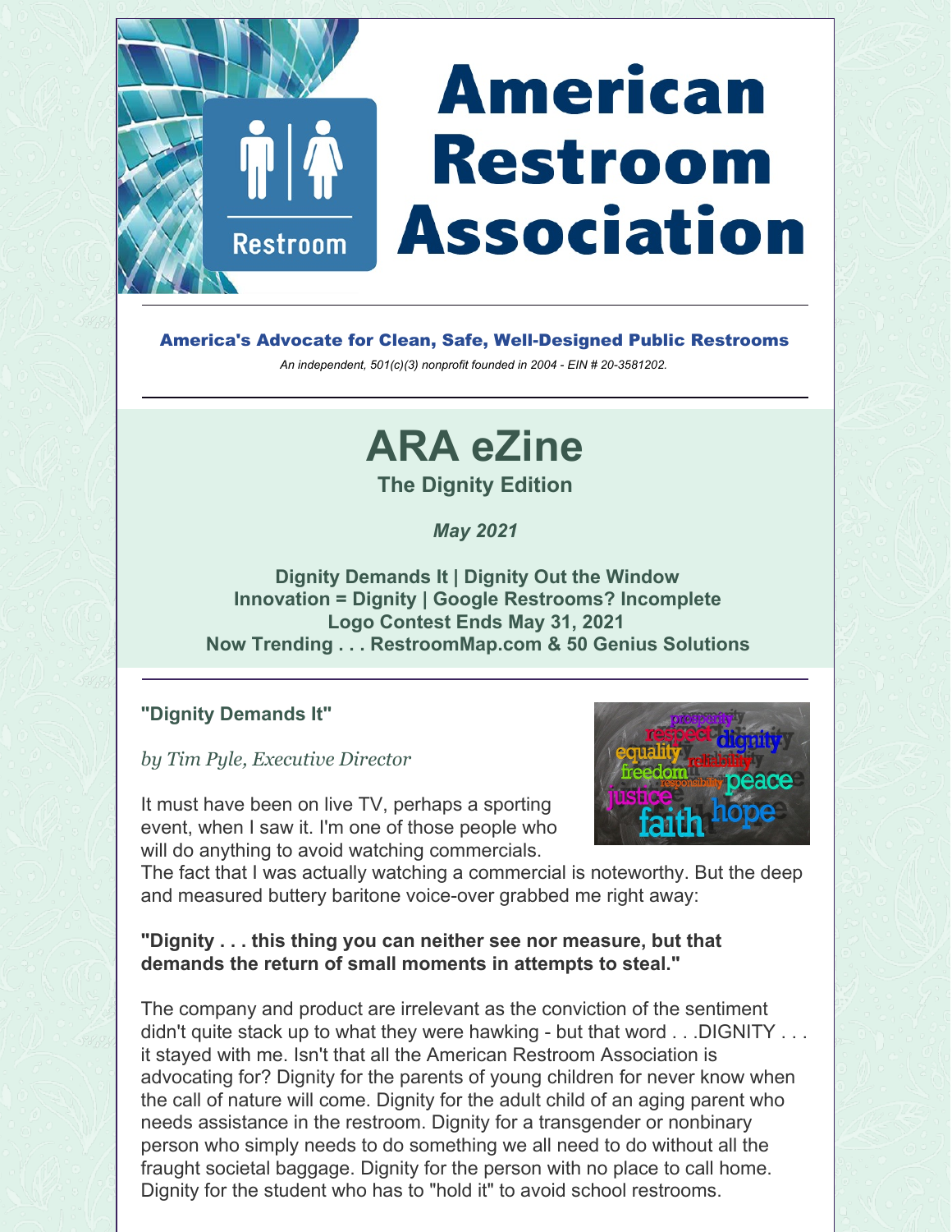# American Restroom Association

**America's Advocate for Clean, Safe, Well-Designed Public Restrooms**

*An independent, 501(c)(3) nonprofit founded in 2004 - EIN # 20-3581202.*

# ARA eZine

**The Dignity Edition**

***May 2021***

**Dignity Demands It | Dignity Out the Window**
**Innovation = Dignity | Google Restrooms? Incomplete**
**Logo Contest Ends May 31, 2021**
**Now Trending . . . RestroomMap.com & 50 Genius Solutions**

---

### "Dignity Demands It"

*by Tim Pyle, Executive Director*

It must have been on live TV, perhaps a sporting event, when I saw it. I'm one of those people who will do anything to avoid watching commercials. The fact that I was actually watching a commercial is noteworthy. But the deep and measured buttery baritone voice-over grabbed me right away:

**"Dignity . . . this thing you can neither see nor measure, but that demands the return of small moments in attempts to steal."**

The company and product are irrelevant as the conviction of the sentiment didn't quite stack up to what they were hawking - but that word . . .DIGNITY . . . it stayed with me. Isn't that all the American Restroom Association is advocating for? Dignity for the parents of young children for never know when the call of nature will come. Dignity for the adult child of an aging parent who needs assistance in the restroom. Dignity for a transgender or nonbinary person who simply needs to do something we all need to do without all the fraught societal baggage. Dignity for the person with no place to call home. Dignity for the student who has to "hold it" to avoid school restrooms.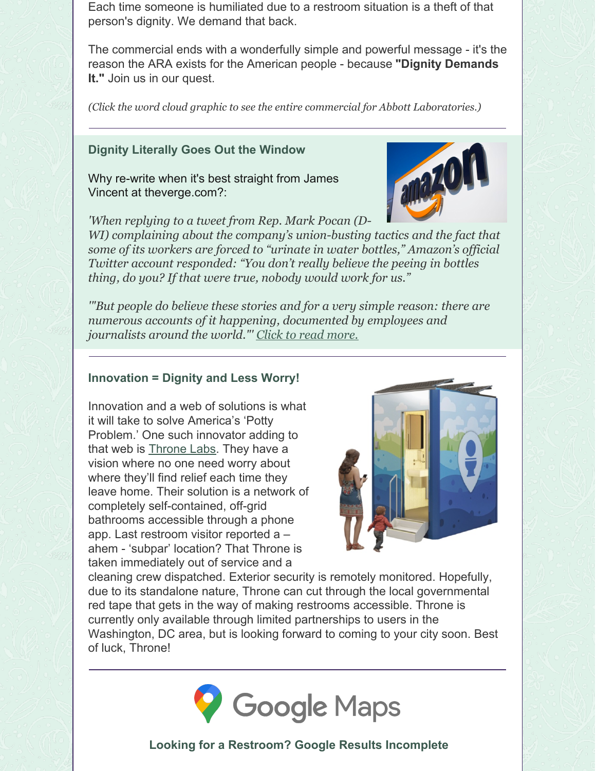Each time someone is humiliated due to a restroom situation is a theft of that person's dignity. We demand that back.

The commercial ends with a wonderfully simple and powerful message - it's the reason the ARA exists for the American people - because **"Dignity Demands It."** Join us in our quest.

*(Click the word cloud graphic to see the entire commercial for Abbott Laboratories.)*

---

### Dignity Literally Goes Out the Window

Why re-write when it's best straight from James Vincent at theverge.com?:

*'When replying to a tweet from Rep. Mark Pocan (D-WI) complaining about the company's union-busting tactics and the fact that some of its workers are forced to "urinate in water bottles," Amazon's official Twitter account responded: "You don't really believe the peeing in bottles thing, do you? If that were true, nobody would work for us."*

*"'But people do believe these stories and for a very simple reason: there are numerous accounts of it happening, documented by employees and journalists around the world."' Click to read more.*

---

### Innovation = Dignity and Less Worry!

Innovation and a web of solutions is what it will take to solve America's 'Potty Problem.' One such innovator adding to that web is Throne Labs. They have a vision where no one need worry about where they'll find relief each time they leave home. Their solution is a network of completely self-contained, off-grid bathrooms accessible through a phone app. Last restroom visitor reported a – ahem - 'subpar' location? That Throne is taken immediately out of service and a cleaning crew dispatched. Exterior security is remotely monitored. Hopefully, due to its standalone nature, Throne can cut through the local governmental red tape that gets in the way of making restrooms accessible. Throne is currently only available through limited partnerships to users in the Washington, DC area, but is looking forward to coming to your city soon. Best of luck, Throne!

---

Google Maps

### Looking for a Restroom? Google Results Incomplete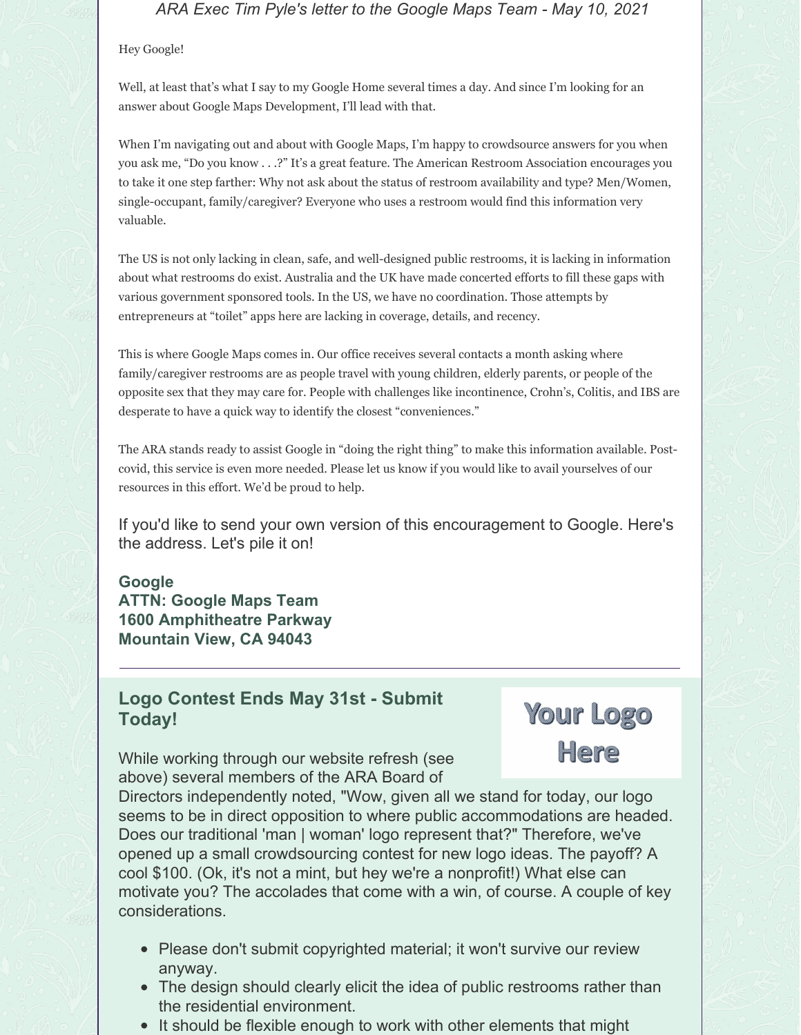*ARA Exec Tim Pyle's letter to the Google Maps Team - May 10, 2021*

Hey Google!

Well, at least that's what I say to my Google Home several times a day. And since I'm looking for an answer about Google Maps Development, I'll lead with that.

When I'm navigating out and about with Google Maps, I'm happy to crowdsource answers for you when you ask me, "Do you know . . .?" It's a great feature. The American Restroom Association encourages you to take it one step farther: Why not ask about the status of restroom availability and type? Men/Women, single-occupant, family/caregiver? Everyone who uses a restroom would find this information very valuable.

The US is not only lacking in clean, safe, and well-designed public restrooms, it is lacking in information about what restrooms do exist. Australia and the UK have made concerted efforts to fill these gaps with various government sponsored tools. In the US, we have no coordination. Those attempts by entrepreneurs at "toilet" apps here are lacking in coverage, details, and recency.

This is where Google Maps comes in. Our office receives several contacts a month asking where family/caregiver restrooms are as people travel with young children, elderly parents, or people of the opposite sex that they may care for. People with challenges like incontinence, Crohn's, Colitis, and IBS are desperate to have a quick way to identify the closest "conveniences."

The ARA stands ready to assist Google in "doing the right thing" to make this information available. Post-covid, this service is even more needed. Please let us know if you would like to avail yourselves of our resources in this effort. We'd be proud to help.

If you'd like to send your own version of this encouragement to Google. Here's the address. Let's pile it on!

**Google**
**ATTN: Google Maps Team**
**1600 Amphitheatre Parkway**
**Mountain View, CA 94043**

---

## Logo Contest Ends May 31st - Submit Today!

Your Logo Here

While working through our website refresh (see above) several members of the ARA Board of Directors independently noted, "Wow, given all we stand for today, our logo seems to be in direct opposition to where public accommodations are headed. Does our traditional 'man | woman' logo represent that?" Therefore, we've opened up a small crowdsourcing contest for new logo ideas. The payoff? A cool $100. (Ok, it's not a mint, but hey we're a nonprofit!) What else can motivate you? The accolades that come with a win, of course. A couple of key considerations.

- Please don't submit copyrighted material; it won't survive our review anyway.
- The design should clearly elicit the idea of public restrooms rather than the residential environment.
- It should be flexible enough to work with other elements that might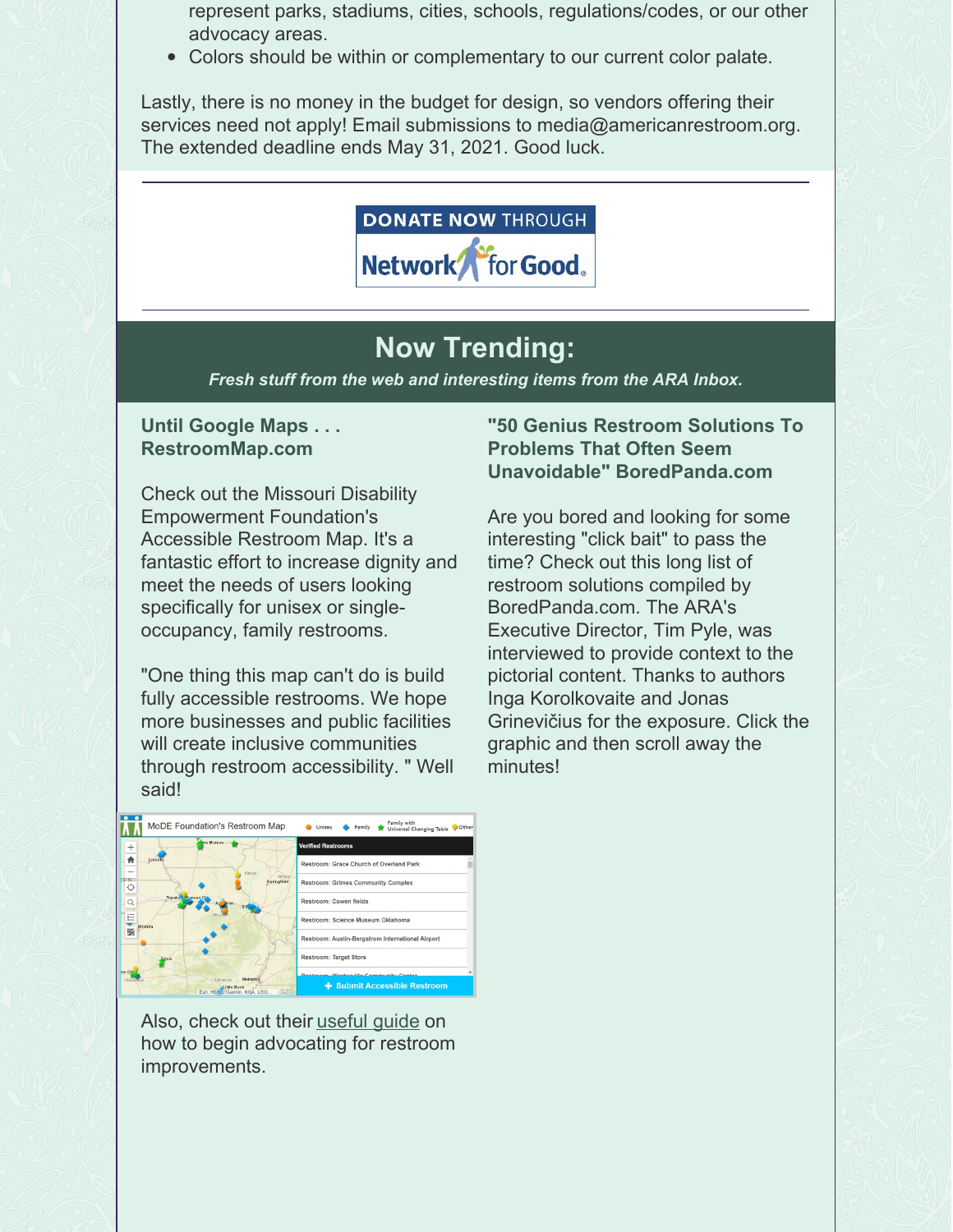represent parks, stadiums, cities, schools, regulations/codes, or our other advocacy areas.

- Colors should be within or complementary to our current color palate.

Lastly, there is no money in the budget for design, so vendors offering their services need not apply! Email submissions to media@americanrestroom.org. The extended deadline ends May 31, 2021. Good luck.

---

DONATE NOW THROUGH Network for Good

---

## Now Trending:

***Fresh stuff from the web and interesting items from the ARA Inbox.***

### Until Google Maps . . . RestroomMap.com

Check out the Missouri Disability Empowerment Foundation's Accessible Restroom Map. It's a fantastic effort to increase dignity and meet the needs of users looking specifically for unisex or single-occupancy, family restrooms.

"One thing this map can't do is build fully accessible restrooms. We hope more businesses and public facilities will create inclusive communities through restroom accessibility. " Well said!

Also, check out their useful guide on how to begin advocating for restroom improvements.

### "50 Genius Restroom Solutions To Problems That Often Seem Unavoidable" BoredPanda.com

Are you bored and looking for some interesting "click bait" to pass the time? Check out this long list of restroom solutions compiled by BoredPanda.com. The ARA's Executive Director, Tim Pyle, was interviewed to provide context to the pictorial content. Thanks to authors Inga Korolkovaite and Jonas Grinevičius for the exposure. Click the graphic and then scroll away the minutes!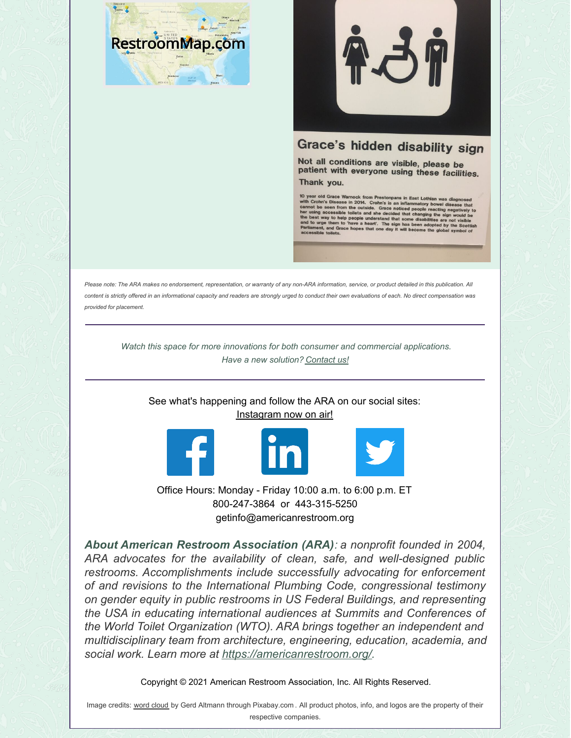*Please note: The ARA makes no endorsement, representation, or warranty of any non-ARA information, service, or product detailed in this publication. All content is strictly offered in an informational capacity and readers are strongly urged to conduct their own evaluations of each. No direct compensation was provided for placement.*

---

*Watch this space for more innovations for both consumer and commercial applications.*
*Have a new solution? Contact us!*

---

See what's happening and follow the ARA on our social sites:
Instagram now on air!

Office Hours: Monday - Friday 10:00 a.m. to 6:00 p.m. ET
800-247-3864 or 443-315-5250
getinfo@americanrestroom.org

***About American Restroom Association (ARA)****: a nonprofit founded in 2004, ARA advocates for the availability of clean, safe, and well-designed public restrooms. Accomplishments include successfully advocating for enforcement of and revisions to the International Plumbing Code, congressional testimony on gender equity in public restrooms in US Federal Buildings, and representing the USA in educating international audiences at Summits and Conferences of the World Toilet Organization (WTO). ARA brings together an independent and multidisciplinary team from architecture, engineering, education, academia, and social work. Learn more at https://americanrestroom.org/.*

Copyright © 2021 American Restroom Association, Inc. All Rights Reserved.

Image credits: word cloud by Gerd Altmann through Pixabay.com . All product photos, info, and logos are the property of their respective companies.